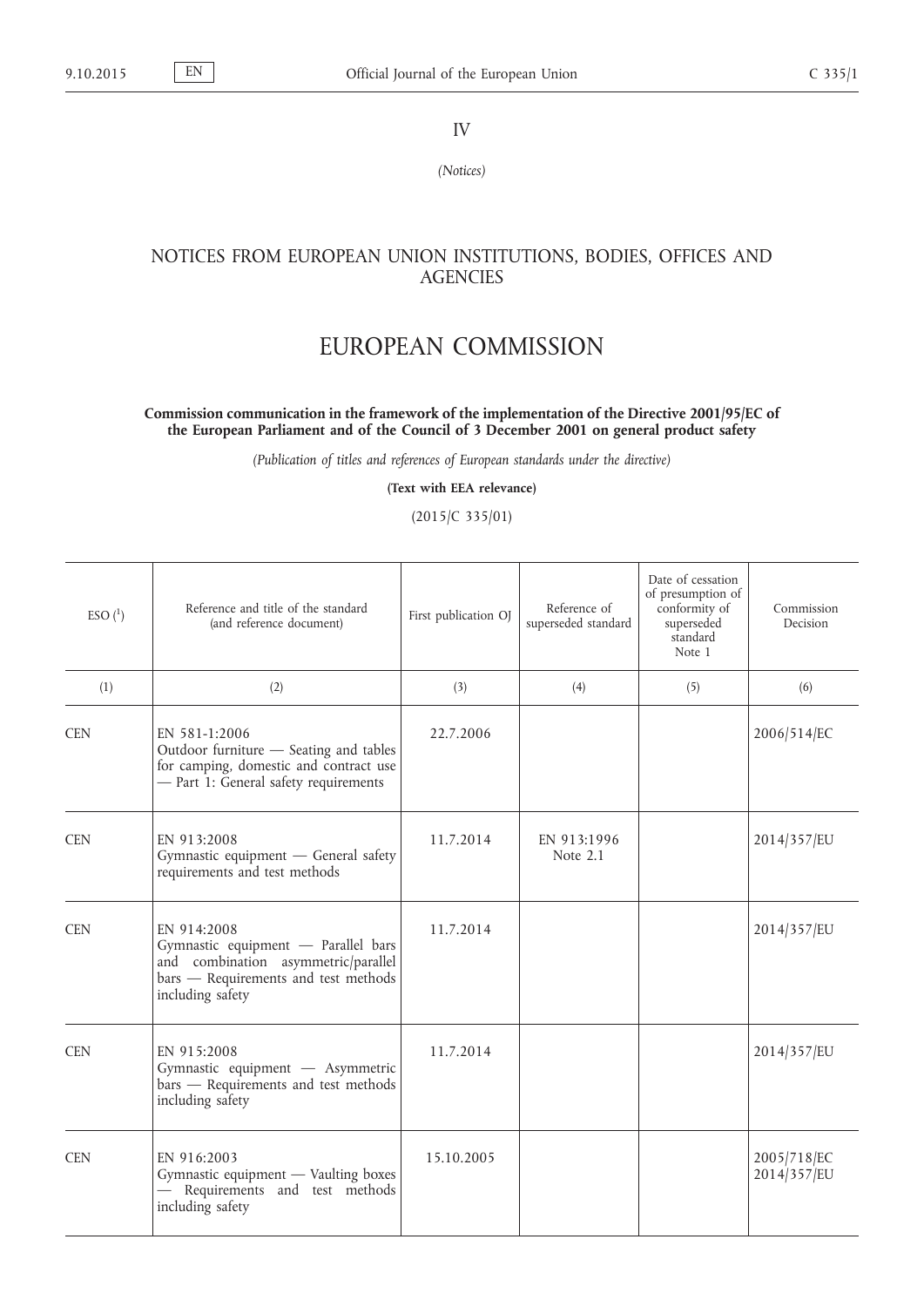IV

*(Notices)*

## NOTICES FROM EUROPEAN UNION INSTITUTIONS, BODIES, OFFICES AND AGENCIES

# EUROPEAN COMMISSION

**Commission communication in the framework of the implementation of the Directive 2001/95/EC of the European Parliament and of the Council of 3 December 2001 on general product safety**

*(Publication of titles and references of European standards under the directive)*

**(Text with EEA relevance)**

(2015/C 335/01)

| ESO [1] | Reference and title of the standard (and reference document) | First publication OJ | Reference of superseded standard | Date of cessation of presumption of conformity of superseded standard Note 1 | Commission Decision |
|---|---|---|---|---|---|
| (1) | (2) | (3) | (4) | (5) | (6) |
| CEN | EN 581-1:2006 Outdoor furniture — Seating and tables for camping, domestic and contract use — Part 1: General safety requirements | 22.7.2006 | | | 2006/514/EC |
| CEN | EN 913:2008 Gymnastic equipment — General safety requirements and test methods | 11.7.2014 | EN 913:1996 Note 2.1 | | 2014/357/EU |
| CEN | EN 914:2008 Gymnastic equipment — Parallel bars and combination asymmetric/parallel bars — Requirements and test methods including safety | 11.7.2014 | | | 2014/357/EU |
| CEN | EN 915:2008 Gymnastic equipment — Asymmetric bars — Requirements and test methods including safety | 11.7.2014 | | | 2014/357/EU |
| CEN | EN 916:2003 Gymnastic equipment — Vaulting boxes — Requirements and test methods including safety | 15.10.2005 | | | 2005/718/EC 2014/357/EU |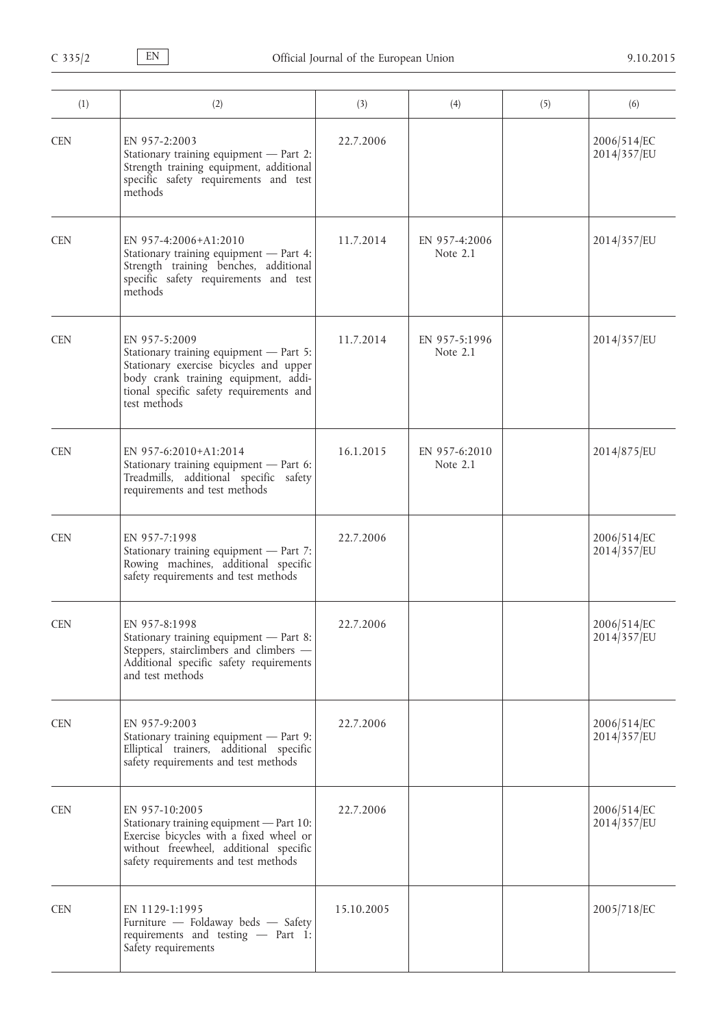| (1) | (2) | (3) | (4) | (5) | (6) |
|---|---|---|---|---|---|
| CEN | EN 957-2:2003<br>Stationary training equipment — Part 2: Strength training equipment, additional specific safety requirements and test methods | 22.7.2006 | | | 2006/514/EC<br>2014/357/EU |
| CEN | EN 957-4:2006+A1:2010<br>Stationary training equipment — Part 4: Strength training benches, additional specific safety requirements and test methods | 11.7.2014 | EN 957-4:2006<br>Note 2.1 | | 2014/357/EU |
| CEN | EN 957-5:2009<br>Stationary training equipment — Part 5: Stationary exercise bicycles and upper body crank training equipment, additional specific safety requirements and test methods | 11.7.2014 | EN 957-5:1996<br>Note 2.1 | | 2014/357/EU |
| CEN | EN 957-6:2010+A1:2014<br>Stationary training equipment — Part 6: Treadmills, additional specific safety requirements and test methods | 16.1.2015 | EN 957-6:2010<br>Note 2.1 | | 2014/875/EU |
| CEN | EN 957-7:1998<br>Stationary training equipment — Part 7: Rowing machines, additional specific safety requirements and test methods | 22.7.2006 | | | 2006/514/EC<br>2014/357/EU |
| CEN | EN 957-8:1998<br>Stationary training equipment — Part 8: Steppers, stairclimbers and climbers — Additional specific safety requirements and test methods | 22.7.2006 | | | 2006/514/EC<br>2014/357/EU |
| CEN | EN 957-9:2003<br>Stationary training equipment — Part 9: Elliptical trainers, additional specific safety requirements and test methods | 22.7.2006 | | | 2006/514/EC<br>2014/357/EU |
| CEN | EN 957-10:2005<br>Stationary training equipment — Part 10: Exercise bicycles with a fixed wheel or without freewheel, additional specific safety requirements and test methods | 22.7.2006 | | | 2006/514/EC<br>2014/357/EU |
| CEN | EN 1129-1:1995<br>Furniture — Foldaway beds — Safety requirements and testing — Part 1: Safety requirements | 15.10.2005 | | | 2005/718/EC |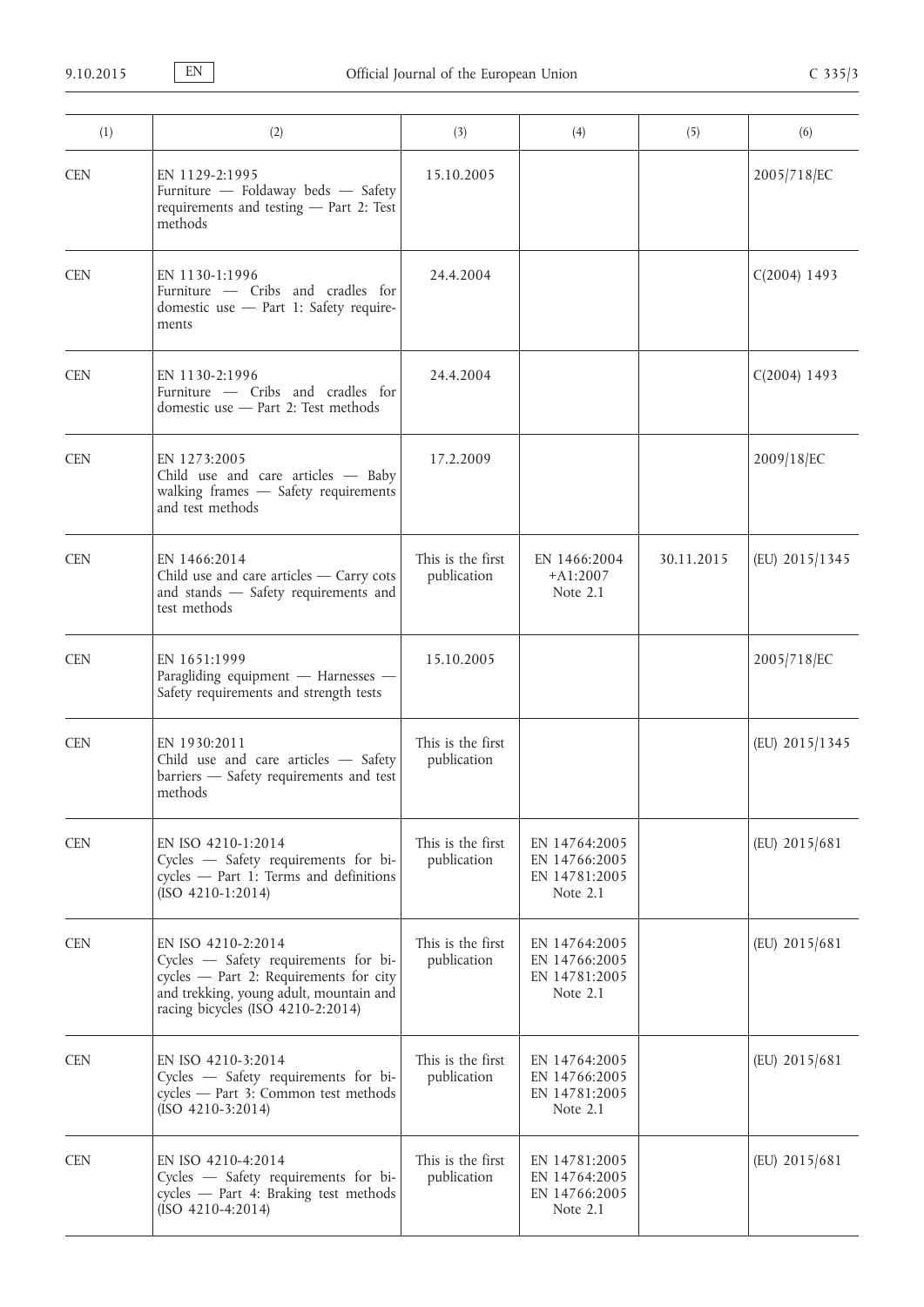| (1) | (2) | (3) | (4) | (5) | (6) |
|---|---|---|---|---|---|
| CEN | EN 1129-2:1995<br>Furniture — Foldaway beds — Safety requirements and testing — Part 2: Test methods | 15.10.2005 | | | 2005/718/EC |
| CEN | EN 1130-1:1996<br>Furniture — Cribs and cradles for domestic use — Part 1: Safety requirements | 24.4.2004 | | | C(2004) 1493 |
| CEN | EN 1130-2:1996<br>Furniture — Cribs and cradles for domestic use — Part 2: Test methods | 24.4.2004 | | | C(2004) 1493 |
| CEN | EN 1273:2005<br>Child use and care articles — Baby walking frames — Safety requirements and test methods | 17.2.2009 | | | 2009/18/EC |
| CEN | EN 1466:2014<br>Child use and care articles — Carry cots and stands — Safety requirements and test methods | This is the first publication | EN 1466:2004<br>+A1:2007<br>Note 2.1 | 30.11.2015 | (EU) 2015/1345 |
| CEN | EN 1651:1999<br>Paragliding equipment — Harnesses — Safety requirements and strength tests | 15.10.2005 | | | 2005/718/EC |
| CEN | EN 1930:2011<br>Child use and care articles — Safety barriers — Safety requirements and test methods | This is the first publication | | | (EU) 2015/1345 |
| CEN | EN ISO 4210-1:2014<br>Cycles — Safety requirements for bicycles — Part 1: Terms and definitions (ISO 4210-1:2014) | This is the first publication | EN 14764:2005<br>EN 14766:2005<br>EN 14781:2005<br>Note 2.1 | | (EU) 2015/681 |
| CEN | EN ISO 4210-2:2014<br>Cycles — Safety requirements for bicycles — Part 2: Requirements for city and trekking, young adult, mountain and racing bicycles (ISO 4210-2:2014) | This is the first publication | EN 14764:2005<br>EN 14766:2005<br>EN 14781:2005<br>Note 2.1 | | (EU) 2015/681 |
| CEN | EN ISO 4210-3:2014<br>Cycles — Safety requirements for bicycles — Part 3: Common test methods (ISO 4210-3:2014) | This is the first publication | EN 14764:2005<br>EN 14766:2005<br>EN 14781:2005<br>Note 2.1 | | (EU) 2015/681 |
| CEN | EN ISO 4210-4:2014<br>Cycles — Safety requirements for bicycles — Part 4: Braking test methods (ISO 4210-4:2014) | This is the first publication | EN 14781:2005<br>EN 14764:2005<br>EN 14766:2005<br>Note 2.1 | | (EU) 2015/681 |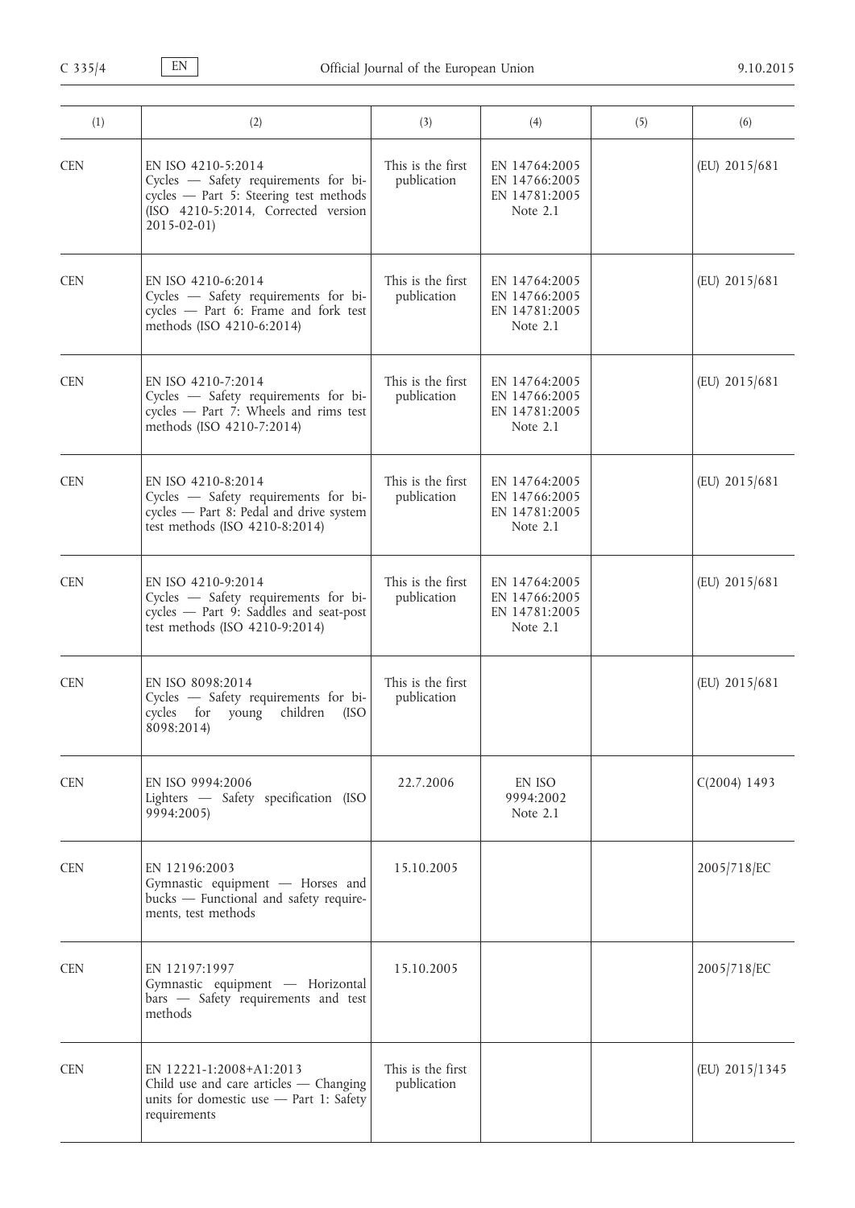| (1) | (2) | (3) | (4) | (5) | (6) |
|---|---|---|---|---|---|
| CEN | EN ISO 4210-5:2014<br>Cycles — Safety requirements for bicycles — Part 5: Steering test methods (ISO 4210-5:2014, Corrected version 2015-02-01) | This is the first publication | EN 14764:2005<br>EN 14766:2005<br>EN 14781:2005<br>Note 2.1 | | (EU) 2015/681 |
| CEN | EN ISO 4210-6:2014<br>Cycles — Safety requirements for bicycles — Part 6: Frame and fork test methods (ISO 4210-6:2014) | This is the first publication | EN 14764:2005<br>EN 14766:2005<br>EN 14781:2005<br>Note 2.1 | | (EU) 2015/681 |
| CEN | EN ISO 4210-7:2014<br>Cycles — Safety requirements for bicycles — Part 7: Wheels and rims test methods (ISO 4210-7:2014) | This is the first publication | EN 14764:2005<br>EN 14766:2005<br>EN 14781:2005<br>Note 2.1 | | (EU) 2015/681 |
| CEN | EN ISO 4210-8:2014<br>Cycles — Safety requirements for bicycles — Part 8: Pedal and drive system test methods (ISO 4210-8:2014) | This is the first publication | EN 14764:2005<br>EN 14766:2005<br>EN 14781:2005<br>Note 2.1 | | (EU) 2015/681 |
| CEN | EN ISO 4210-9:2014<br>Cycles — Safety requirements for bicycles — Part 9: Saddles and seat-post test methods (ISO 4210-9:2014) | This is the first publication | EN 14764:2005<br>EN 14766:2005<br>EN 14781:2005<br>Note 2.1 | | (EU) 2015/681 |
| CEN | EN ISO 8098:2014<br>Cycles — Safety requirements for bicycles for young children (ISO 8098:2014) | This is the first publication | | | (EU) 2015/681 |
| CEN | EN ISO 9994:2006<br>Lighters — Safety specification (ISO 9994:2005) | 22.7.2006 | EN ISO 9994:2002<br>Note 2.1 | | C(2004) 1493 |
| CEN | EN 12196:2003<br>Gymnastic equipment — Horses and bucks — Functional and safety requirements, test methods | 15.10.2005 | | | 2005/718/EC |
| CEN | EN 12197:1997<br>Gymnastic equipment — Horizontal bars — Safety requirements and test methods | 15.10.2005 | | | 2005/718/EC |
| CEN | EN 12221-1:2008+A1:2013<br>Child use and care articles — Changing units for domestic use — Part 1: Safety requirements | This is the first publication | | | (EU) 2015/1345 |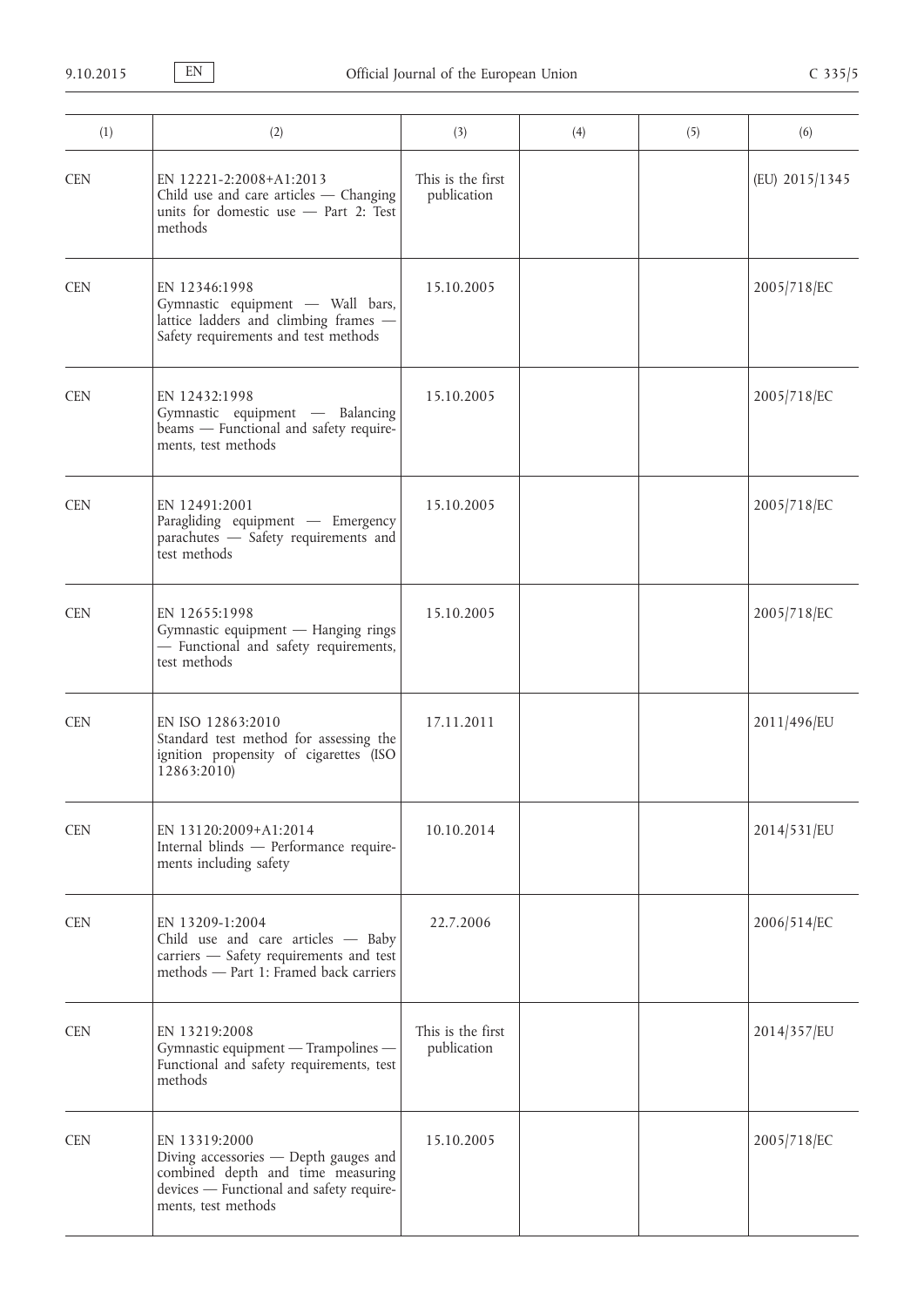| (1) | (2) | (3) | (4) | (5) | (6) |
|---|---|---|---|---|---|
| CEN | EN 12221-2:2008+A1:2013<br>Child use and care articles — Changing units for domestic use — Part 2: Test methods | This is the first publication | | | (EU) 2015/1345 |
| CEN | EN 12346:1998<br>Gymnastic equipment — Wall bars, lattice ladders and climbing frames — Safety requirements and test methods | 15.10.2005 | | | 2005/718/EC |
| CEN | EN 12432:1998<br>Gymnastic equipment — Balancing beams — Functional and safety requirements, test methods | 15.10.2005 | | | 2005/718/EC |
| CEN | EN 12491:2001<br>Paragliding equipment — Emergency parachutes — Safety requirements and test methods | 15.10.2005 | | | 2005/718/EC |
| CEN | EN 12655:1998<br>Gymnastic equipment — Hanging rings — Functional and safety requirements, test methods | 15.10.2005 | | | 2005/718/EC |
| CEN | EN ISO 12863:2010<br>Standard test method for assessing the ignition propensity of cigarettes (ISO 12863:2010) | 17.11.2011 | | | 2011/496/EU |
| CEN | EN 13120:2009+A1:2014<br>Internal blinds — Performance requirements including safety | 10.10.2014 | | | 2014/531/EU |
| CEN | EN 13209-1:2004<br>Child use and care articles — Baby carriers — Safety requirements and test methods — Part 1: Framed back carriers | 22.7.2006 | | | 2006/514/EC |
| CEN | EN 13219:2008<br>Gymnastic equipment — Trampolines — Functional and safety requirements, test methods | This is the first publication | | | 2014/357/EU |
| CEN | EN 13319:2000<br>Diving accessories — Depth gauges and combined depth and time measuring devices — Functional and safety requirements, test methods | 15.10.2005 | | | 2005/718/EC |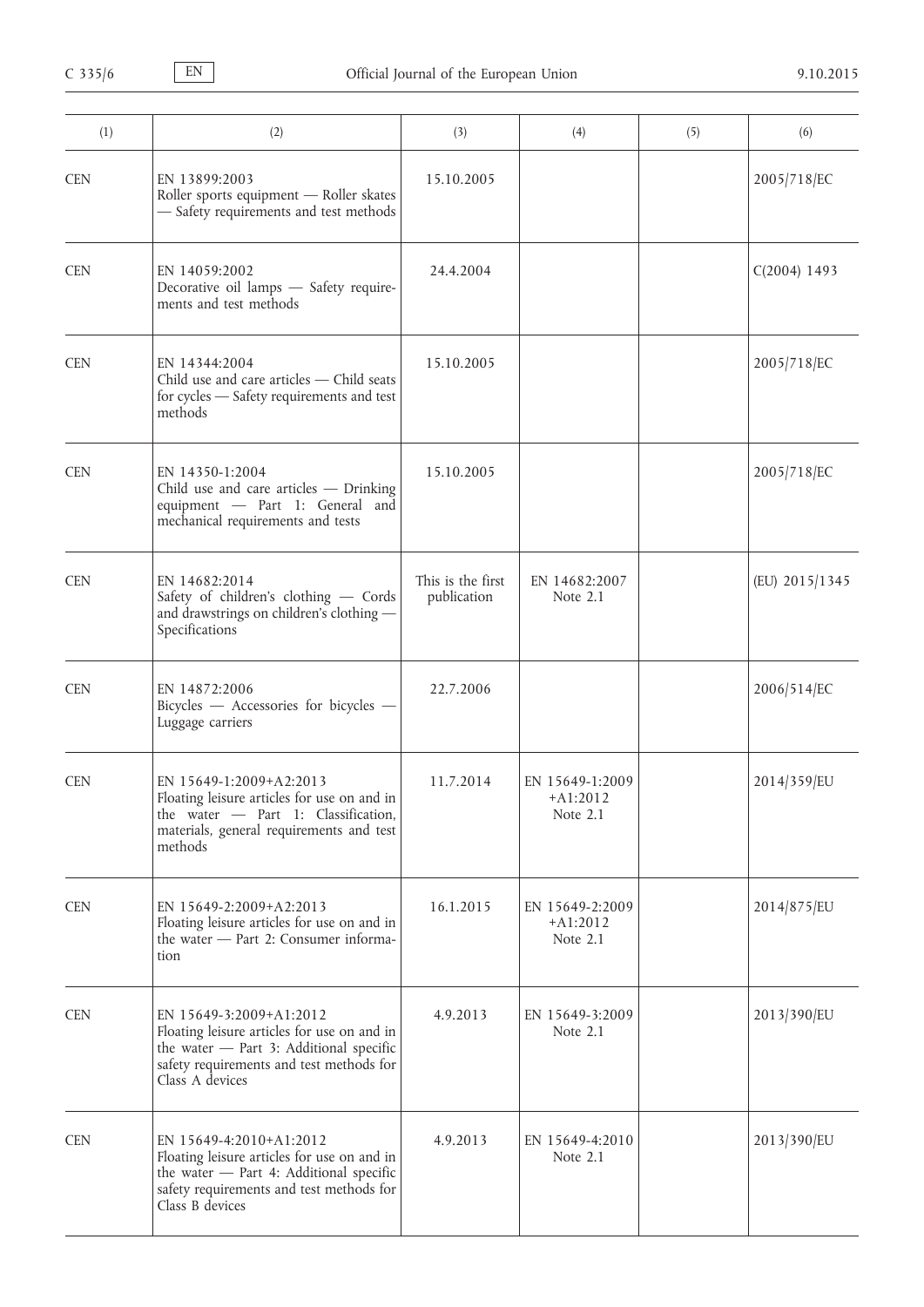| (1) | (2) | (3) | (4) | (5) | (6) |
|---|---|---|---|---|---|
| CEN | EN 13899:2003<br>Roller sports equipment — Roller skates — Safety requirements and test methods | 15.10.2005 | | | 2005/718/EC |
| CEN | EN 14059:2002<br>Decorative oil lamps — Safety requirements and test methods | 24.4.2004 | | | C(2004) 1493 |
| CEN | EN 14344:2004<br>Child use and care articles — Child seats for cycles — Safety requirements and test methods | 15.10.2005 | | | 2005/718/EC |
| CEN | EN 14350-1:2004<br>Child use and care articles — Drinking equipment — Part 1: General and mechanical requirements and tests | 15.10.2005 | | | 2005/718/EC |
| CEN | EN 14682:2014<br>Safety of children's clothing — Cords and drawstrings on children's clothing — Specifications | This is the first publication | EN 14682:2007<br>Note 2.1 | | (EU) 2015/1345 |
| CEN | EN 14872:2006<br>Bicycles — Accessories for bicycles — Luggage carriers | 22.7.2006 | | | 2006/514/EC |
| CEN | EN 15649-1:2009+A2:2013<br>Floating leisure articles for use on and in the water — Part 1: Classification, materials, general requirements and test methods | 11.7.2014 | EN 15649-1:2009<br>+A1:2012<br>Note 2.1 | | 2014/359/EU |
| CEN | EN 15649-2:2009+A2:2013<br>Floating leisure articles for use on and in the water — Part 2: Consumer information | 16.1.2015 | EN 15649-2:2009<br>+A1:2012<br>Note 2.1 | | 2014/875/EU |
| CEN | EN 15649-3:2009+A1:2012<br>Floating leisure articles for use on and in the water — Part 3: Additional specific safety requirements and test methods for Class A devices | 4.9.2013 | EN 15649-3:2009<br>Note 2.1 | | 2013/390/EU |
| CEN | EN 15649-4:2010+A1:2012<br>Floating leisure articles for use on and in the water — Part 4: Additional specific safety requirements and test methods for Class B devices | 4.9.2013 | EN 15649-4:2010<br>Note 2.1 | | 2013/390/EU |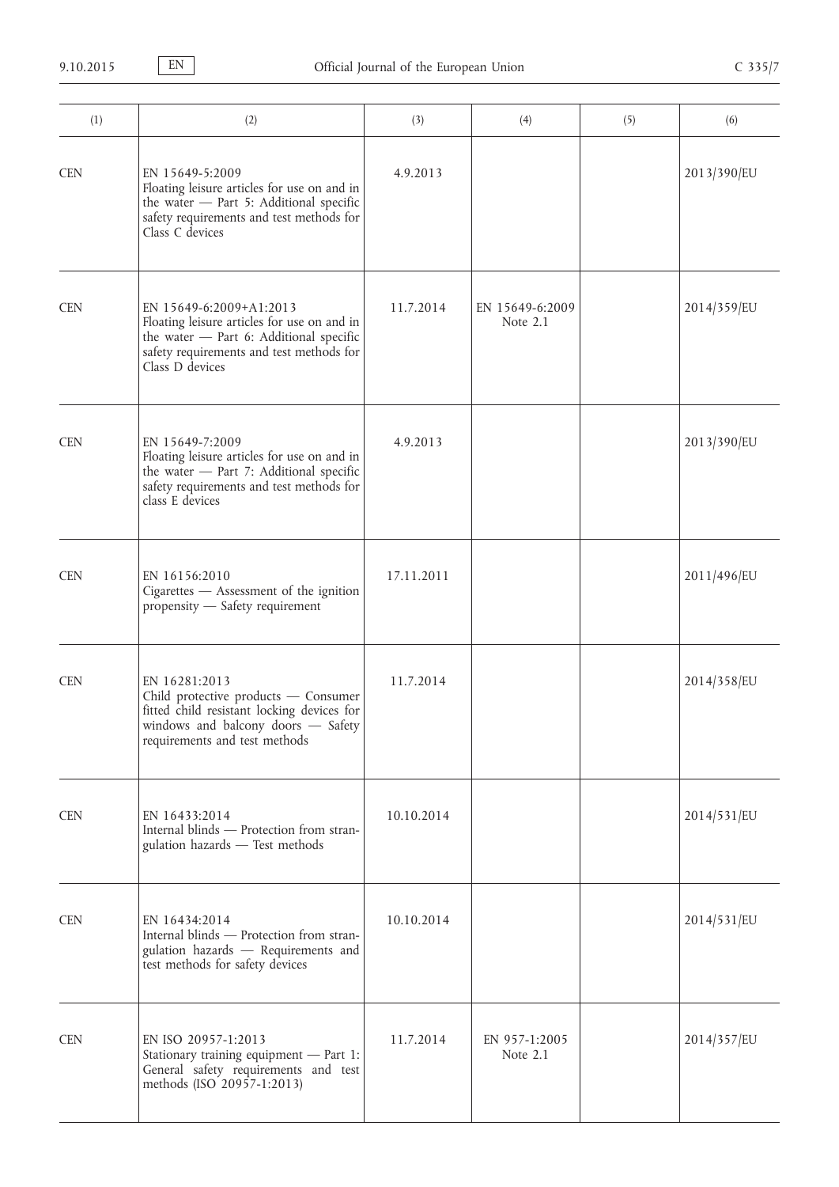| (1) | (2) | (3) | (4) | (5) | (6) |
|---|---|---|---|---|---|
| CEN | EN 15649-5:2009<br>Floating leisure articles for use on and in the water — Part 5: Additional specific safety requirements and test methods for Class C devices | 4.9.2013 | | | 2013/390/EU |
| CEN | EN 15649-6:2009+A1:2013<br>Floating leisure articles for use on and in the water — Part 6: Additional specific safety requirements and test methods for Class D devices | 11.7.2014 | EN 15649-6:2009<br>Note 2.1 | | 2014/359/EU |
| CEN | EN 15649-7:2009<br>Floating leisure articles for use on and in the water — Part 7: Additional specific safety requirements and test methods for class E devices | 4.9.2013 | | | 2013/390/EU |
| CEN | EN 16156:2010<br>Cigarettes — Assessment of the ignition propensity — Safety requirement | 17.11.2011 | | | 2011/496/EU |
| CEN | EN 16281:2013<br>Child protective products — Consumer fitted child resistant locking devices for windows and balcony doors — Safety requirements and test methods | 11.7.2014 | | | 2014/358/EU |
| CEN | EN 16433:2014<br>Internal blinds — Protection from strangulation hazards — Test methods | 10.10.2014 | | | 2014/531/EU |
| CEN | EN 16434:2014<br>Internal blinds — Protection from strangulation hazards — Requirements and test methods for safety devices | 10.10.2014 | | | 2014/531/EU |
| CEN | EN ISO 20957-1:2013<br>Stationary training equipment — Part 1: General safety requirements and test methods (ISO 20957-1:2013) | 11.7.2014 | EN 957-1:2005<br>Note 2.1 | | 2014/357/EU |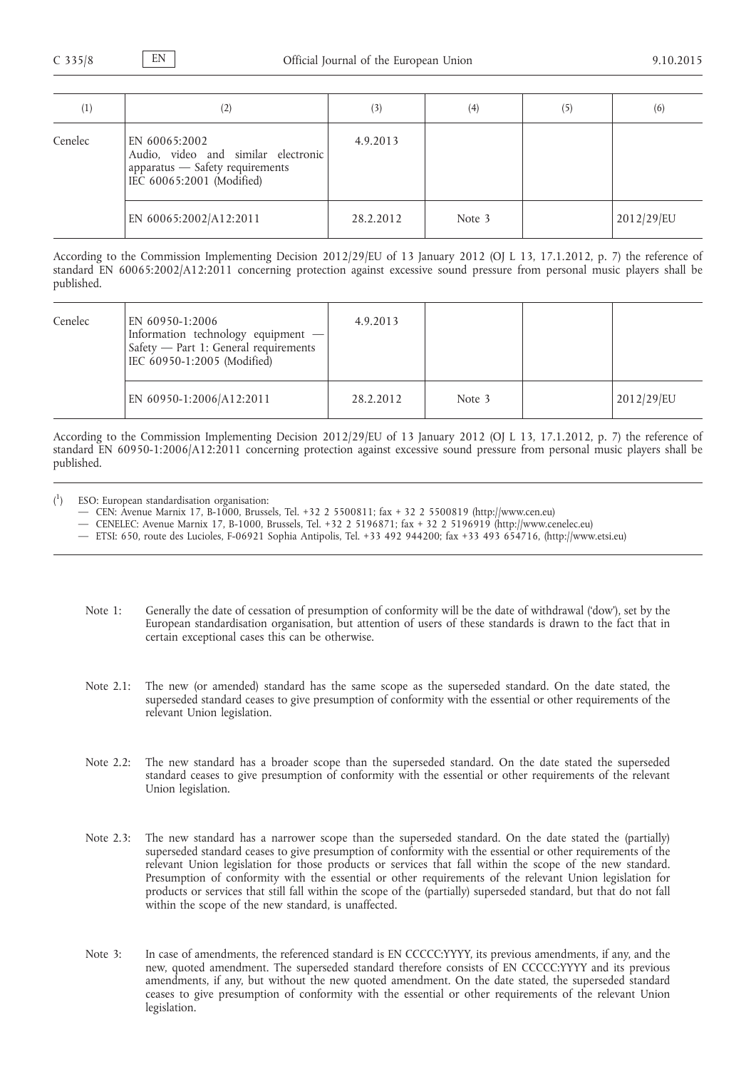| (1) | (2) | (3) | (4) | (5) | (6) |
|---|---|---|---|---|---|
| Cenelec | EN 60065:2002<br>Audio, video and similar electronic apparatus — Safety requirements<br>IEC 60065:2001 (Modified) | 4.9.2013 | | | |
| | EN 60065:2002/A12:2011 | 28.2.2012 | Note 3 | | 2012/29/EU |

According to the Commission Implementing Decision 2012/29/EU of 13 January 2012 (OJ L 13, 17.1.2012, p. 7) the reference of standard EN 60065:2002/A12:2011 concerning protection against excessive sound pressure from personal music players shall be published.

| (1) | (2) | (3) | (4) | (5) | (6) |
|---|---|---|---|---|---|
| Cenelec | EN 60950-1:2006<br>Information technology equipment — Safety — Part 1: General requirements<br>IEC 60950-1:2005 (Modified) | 4.9.2013 | | | |
| | EN 60950-1:2006/A12:2011 | 28.2.2012 | Note 3 | | 2012/29/EU |

According to the Commission Implementing Decision 2012/29/EU of 13 January 2012 (OJ L 13, 17.1.2012, p. 7) the reference of standard EN 60950-1:2006/A12:2011 concerning protection against excessive sound pressure from personal music players shall be published.

---

(1) ESO: European standardisation organisation:
- CEN: Avenue Marnix 17, B-1000, Brussels, Tel. +32 2 5500811; fax + 32 2 5500819 (http://www.cen.eu)
- CENELEC: Avenue Marnix 17, B-1000, Brussels, Tel. +32 2 5196871; fax + 32 2 5196919 (http://www.cenelec.eu)
- ETSI: 650, route des Lucioles, F-06921 Sophia Antipolis, Tel. +33 492 944200; fax +33 493 654716, (http://www.etsi.eu)

---

Note 1: Generally the date of cessation of presumption of conformity will be the date of withdrawal ('dow'), set by the European standardisation organisation, but attention of users of these standards is drawn to the fact that in certain exceptional cases this can be otherwise.

Note 2.1: The new (or amended) standard has the same scope as the superseded standard. On the date stated, the superseded standard ceases to give presumption of conformity with the essential or other requirements of the relevant Union legislation.

Note 2.2: The new standard has a broader scope than the superseded standard. On the date stated the superseded standard ceases to give presumption of conformity with the essential or other requirements of the relevant Union legislation.

Note 2.3: The new standard has a narrower scope than the superseded standard. On the date stated the (partially) superseded standard ceases to give presumption of conformity with the essential or other requirements of the relevant Union legislation for those products or services that fall within the scope of the new standard. Presumption of conformity with the essential or other requirements of the relevant Union legislation for products or services that still fall within the scope of the (partially) superseded standard, but that do not fall within the scope of the new standard, is unaffected.

Note 3: In case of amendments, the referenced standard is EN CCCCC:YYYY, its previous amendments, if any, and the new, quoted amendment. The superseded standard therefore consists of EN CCCCC:YYYY and its previous amendments, if any, but without the new quoted amendment. On the date stated, the superseded standard ceases to give presumption of conformity with the essential or other requirements of the relevant Union legislation.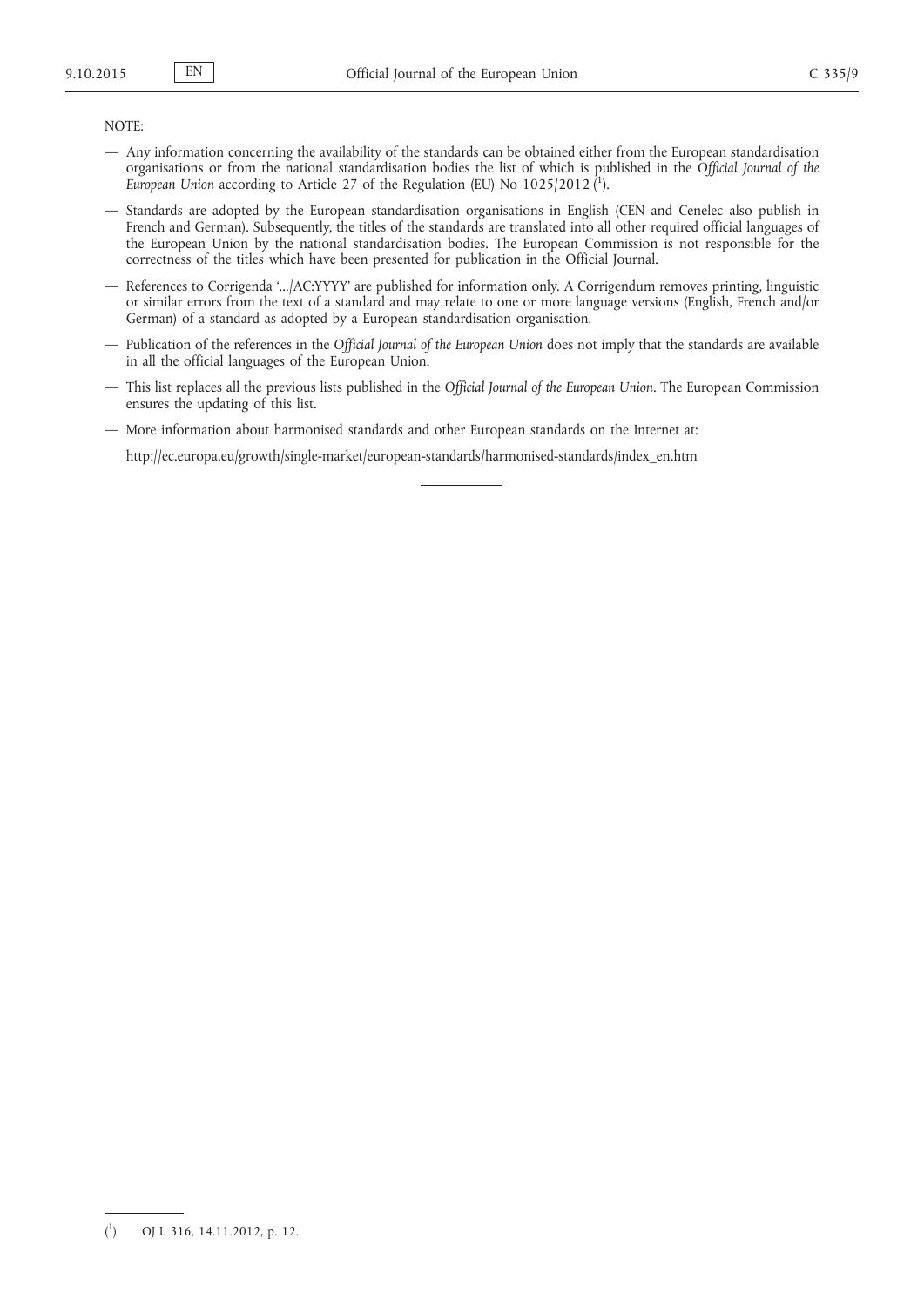NOTE:

— Any information concerning the availability of the standards can be obtained either from the European standardisation organisations or from the national standardisation bodies the list of which is published in the *Official Journal of the European Union* according to Article 27 of the Regulation (EU) No 1025/2012 ([1]).

— Standards are adopted by the European standardisation organisations in English (CEN and Cenelec also publish in French and German). Subsequently, the titles of the standards are translated into all other required official languages of the European Union by the national standardisation bodies. The European Commission is not responsible for the correctness of the titles which have been presented for publication in the Official Journal.

— References to Corrigenda '…/AC:YYYY' are published for information only. A Corrigendum removes printing, linguistic or similar errors from the text of a standard and may relate to one or more language versions (English, French and/or German) of a standard as adopted by a European standardisation organisation.

— Publication of the references in the *Official Journal of the European Union* does not imply that the standards are available in all the official languages of the European Union.

— This list replaces all the previous lists published in the *Official Journal of the European Union*. The European Commission ensures the updating of this list.

— More information about harmonised standards and other European standards on the Internet at:

http://ec.europa.eu/growth/single-market/european-standards/harmonised-standards/index_en.htm

---

([1]) OJ L 316, 14.11.2012, p. 12.